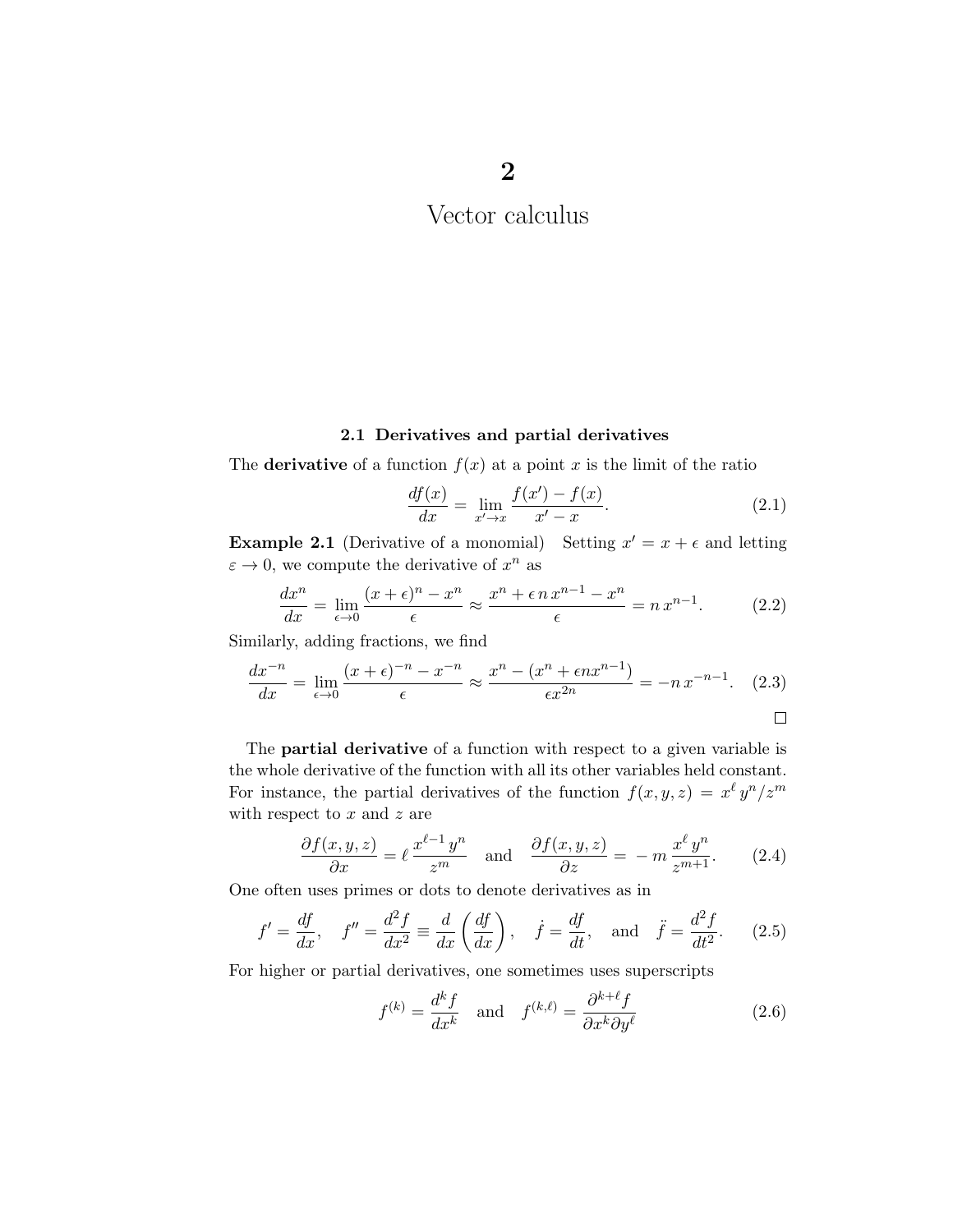# 2

# Vector calculus

## 2.1 Derivatives and partial derivatives

The **derivative** of a function $f(x)$ at a point $x$ is the limit of the ratio

$$\frac{df(x)}{dx} = \lim_{x' \to x} \frac{f(x') - f(x)}{x' - x}. \tag{2.1}$$

**Example 2.1** (Derivative of a monomial) Setting $x' = x + \epsilon$ and letting $\varepsilon \to 0$, we compute the derivative of $x^n$ as

$$\frac{dx^n}{dx} = \lim_{\epsilon \to 0} \frac{(x+\epsilon)^n - x^n}{\epsilon} \approx \frac{x^n + \epsilon\, n\, x^{n-1} - x^n}{\epsilon} = n\, x^{n-1}. \tag{2.2}$$

Similarly, adding fractions, we find

$$\frac{dx^{-n}}{dx} = \lim_{\epsilon \to 0} \frac{(x+\epsilon)^{-n} - x^{-n}}{\epsilon} \approx \frac{x^n - (x^n + \epsilon n x^{n-1})}{\epsilon x^{2n}} = -n\, x^{-n-1}. \tag{2.3}$$

□

The **partial derivative** of a function with respect to a given variable is the whole derivative of the function with all its other variables held constant. For instance, the partial derivatives of the function $f(x, y, z) = x^\ell\, y^n / z^m$ with respect to $x$ and $z$ are

$$\frac{\partial f(x,y,z)}{\partial x} = \ell\, \frac{x^{\ell-1}\, y^n}{z^m} \quad \text{and} \quad \frac{\partial f(x,y,z)}{\partial z} = -\, m\, \frac{x^\ell\, y^n}{z^{m+1}}. \tag{2.4}$$

One often uses primes or dots to denote derivatives as in

$$f' = \frac{df}{dx}, \quad f'' = \frac{d^2 f}{dx^2} \equiv \frac{d}{dx}\left(\frac{df}{dx}\right), \quad \dot{f} = \frac{df}{dt}, \quad \text{and} \quad \ddot{f} = \frac{d^2 f}{dt^2}. \tag{2.5}$$

For higher or partial derivatives, one sometimes uses superscripts

$$f^{(k)} = \frac{d^k f}{dx^k} \quad \text{and} \quad f^{(k,\ell)} = \frac{\partial^{k+\ell} f}{\partial x^k \partial y^\ell} \tag{2.6}$$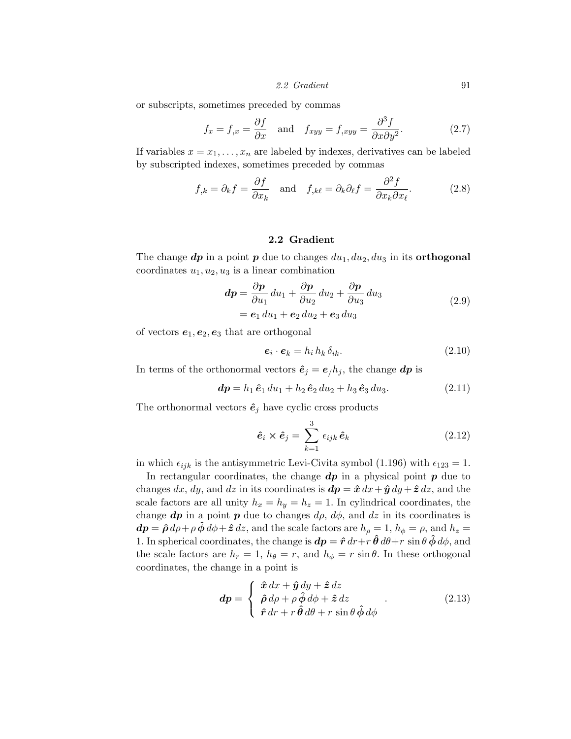or subscripts, sometimes preceded by commas

$$f_x = f_{,x} = \frac{\partial f}{\partial x} \quad \text{and} \quad f_{xyy} = f_{,xyy} = \frac{\partial^3 f}{\partial x \partial y^2}. \tag{2.7}$$

If variables $x = x_1, \ldots, x_n$ are labeled by indexes, derivatives can be labeled by subscripted indexes, sometimes preceded by commas

$$f_{,k} = \partial_k f = \frac{\partial f}{\partial x_k} \quad \text{and} \quad f_{,k\ell} = \partial_k \partial_\ell f = \frac{\partial^2 f}{\partial x_k \partial x_\ell}. \tag{2.8}$$

## 2.2 Gradient

The change $\boldsymbol{dp}$ in a point $\boldsymbol{p}$ due to changes $du_1, du_2, du_3$ in its **orthogonal** coordinates $u_1, u_2, u_3$ is a linear combination

$$\begin{aligned} \boldsymbol{dp} &= \frac{\partial \boldsymbol{p}}{\partial u_1}\, du_1 + \frac{\partial \boldsymbol{p}}{\partial u_2}\, du_2 + \frac{\partial \boldsymbol{p}}{\partial u_3}\, du_3 \\ &= \boldsymbol{e}_1\, du_1 + \boldsymbol{e}_2\, du_2 + \boldsymbol{e}_3\, du_3 \end{aligned} \tag{2.9}$$

of vectors $\boldsymbol{e}_1, \boldsymbol{e}_2, \boldsymbol{e}_3$ that are orthogonal

$$\boldsymbol{e}_i \cdot \boldsymbol{e}_k = h_i\, h_k\, \delta_{ik}. \tag{2.10}$$

In terms of the orthonormal vectors $\hat{\boldsymbol{e}}_j = \boldsymbol{e}_j / h_j$, the change $\boldsymbol{dp}$ is

$$\boldsymbol{dp} = h_1\, \hat{\boldsymbol{e}}_1\, du_1 + h_2\, \hat{\boldsymbol{e}}_2\, du_2 + h_3\, \hat{\boldsymbol{e}}_3\, du_3. \tag{2.11}$$

The orthonormal vectors $\hat{\boldsymbol{e}}_j$ have cyclic cross products

$$\hat{\boldsymbol{e}}_i \times \hat{\boldsymbol{e}}_j = \sum_{k=1}^{3} \epsilon_{ijk}\, \hat{\boldsymbol{e}}_k \tag{2.12}$$

in which $\epsilon_{ijk}$ is the antisymmetric Levi-Civita symbol (1.196) with $\epsilon_{123} = 1$.

In rectangular coordinates, the change $\boldsymbol{dp}$ in a physical point $\boldsymbol{p}$ due to changes $dx$, $dy$, and $dz$ in its coordinates is $\boldsymbol{dp} = \hat{\boldsymbol{x}}\, dx + \hat{\boldsymbol{y}}\, dy + \hat{\boldsymbol{z}}\, dz$, and the scale factors are all unity $h_x = h_y = h_z = 1$. In cylindrical coordinates, the change $\boldsymbol{dp}$ in a point $\boldsymbol{p}$ due to changes $d\rho$, $d\phi$, and $dz$ in its coordinates is $\boldsymbol{dp} = \hat{\boldsymbol{\rho}}\, d\rho + \rho\, \hat{\boldsymbol{\phi}}\, d\phi + \hat{\boldsymbol{z}}\, dz$, and the scale factors are $h_\rho = 1$, $h_\phi = \rho$, and $h_z = 1$. In spherical coordinates, the change is $\boldsymbol{dp} = \hat{\boldsymbol{r}}\, dr + r\, \hat{\boldsymbol{\theta}}\, d\theta + r\, \sin\theta\, \hat{\boldsymbol{\phi}}\, d\phi$, and the scale factors are $h_r = 1$, $h_\theta = r$, and $h_\phi = r \sin\theta$. In these orthogonal coordinates, the change in a point is

$$\boldsymbol{dp} = \left\{ \begin{array}{l} \hat{\boldsymbol{x}}\, dx + \hat{\boldsymbol{y}}\, dy + \hat{\boldsymbol{z}}\, dz \\ \hat{\boldsymbol{\rho}}\, d\rho + \rho\, \hat{\boldsymbol{\phi}}\, d\phi + \hat{\boldsymbol{z}}\, dz \\ \hat{\boldsymbol{r}}\, dr + r\, \hat{\boldsymbol{\theta}}\, d\theta + r\, \sin\theta\, \hat{\boldsymbol{\phi}}\, d\phi \end{array} \right. . \tag{2.13}$$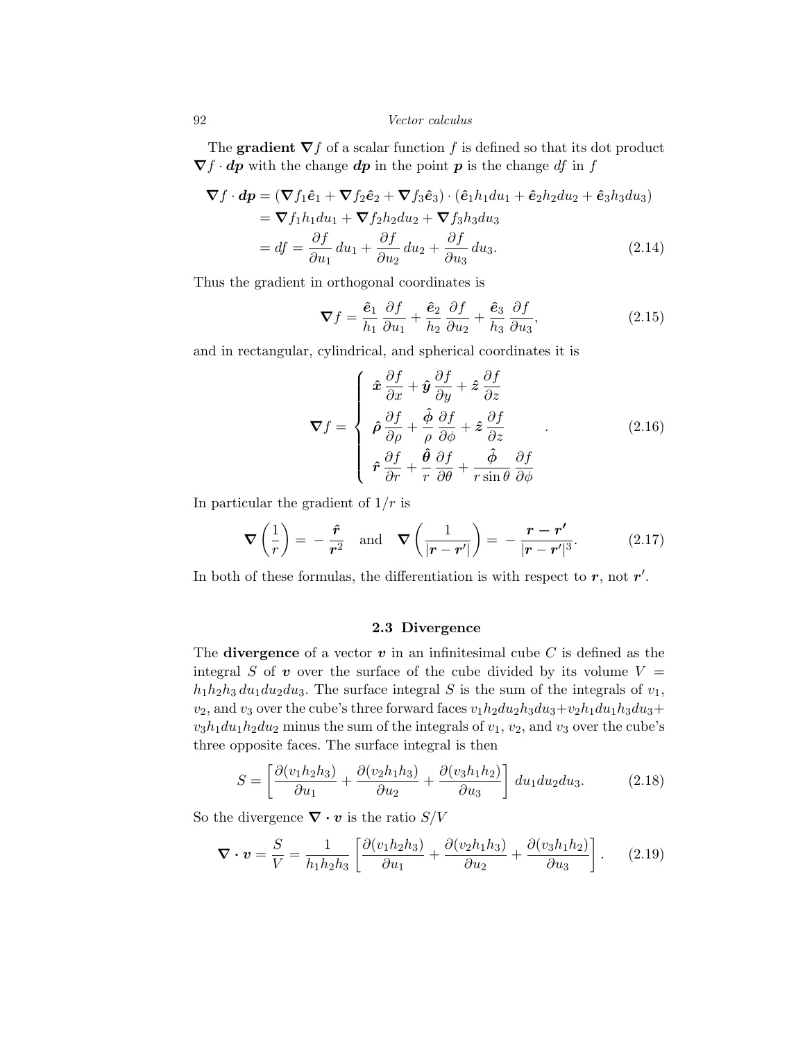The **gradient** $\boldsymbol{\nabla} f$ of a scalar function $f$ is defined so that its dot product $\boldsymbol{\nabla} f \cdot \boldsymbol{dp}$ with the change $\boldsymbol{dp}$ in the point $\boldsymbol{p}$ is the change $df$ in $f$

$$
\begin{aligned}
\boldsymbol{\nabla} f \cdot \boldsymbol{dp} &= (\boldsymbol{\nabla} f_1 \hat{\boldsymbol{e}}_1 + \boldsymbol{\nabla} f_2 \hat{\boldsymbol{e}}_2 + \boldsymbol{\nabla} f_3 \hat{\boldsymbol{e}}_3) \cdot (\hat{\boldsymbol{e}}_1 h_1 du_1 + \hat{\boldsymbol{e}}_2 h_2 du_2 + \hat{\boldsymbol{e}}_3 h_3 du_3) \\
&= \boldsymbol{\nabla} f_1 h_1 du_1 + \boldsymbol{\nabla} f_2 h_2 du_2 + \boldsymbol{\nabla} f_3 h_3 du_3 \\
&= df = \frac{\partial f}{\partial u_1}\, du_1 + \frac{\partial f}{\partial u_2}\, du_2 + \frac{\partial f}{\partial u_3}\, du_3.
\end{aligned} \tag{2.14}
$$

Thus the gradient in orthogonal coordinates is

$$
\boldsymbol{\nabla} f = \frac{\hat{\boldsymbol{e}}_1}{h_1} \frac{\partial f}{\partial u_1} + \frac{\hat{\boldsymbol{e}}_2}{h_2} \frac{\partial f}{\partial u_2} + \frac{\hat{\boldsymbol{e}}_3}{h_3} \frac{\partial f}{\partial u_3}, \tag{2.15}
$$

and in rectangular, cylindrical, and spherical coordinates it is

$$
\boldsymbol{\nabla} f = \begin{cases}
\hat{\boldsymbol{x}} \dfrac{\partial f}{\partial x} + \hat{\boldsymbol{y}} \dfrac{\partial f}{\partial y} + \hat{\boldsymbol{z}} \dfrac{\partial f}{\partial z} \\[2ex]
\hat{\boldsymbol{\rho}} \dfrac{\partial f}{\partial \rho} + \dfrac{\hat{\boldsymbol{\phi}}}{\rho} \dfrac{\partial f}{\partial \phi} + \hat{\boldsymbol{z}} \dfrac{\partial f}{\partial z} \\[2ex]
\hat{\boldsymbol{r}} \dfrac{\partial f}{\partial r} + \dfrac{\hat{\boldsymbol{\theta}}}{r} \dfrac{\partial f}{\partial \theta} + \dfrac{\hat{\boldsymbol{\phi}}}{r \sin\theta} \dfrac{\partial f}{\partial \phi}
\end{cases}. \tag{2.16}
$$

In particular the gradient of $1/r$ is

$$
\boldsymbol{\nabla}\left(\frac{1}{r}\right) = -\,\frac{\hat{\boldsymbol{r}}}{\boldsymbol{r}^2} \quad \text{and} \quad \boldsymbol{\nabla}\left(\frac{1}{|\boldsymbol{r} - \boldsymbol{r}'|}\right) = -\,\frac{\boldsymbol{r} - \boldsymbol{r}'}{|\boldsymbol{r} - \boldsymbol{r}'|^3}. \tag{2.17}
$$

In both of these formulas, the differentiation is with respect to $\boldsymbol{r}$, not $\boldsymbol{r}'$.

## 2.3 Divergence

The **divergence** of a vector $\boldsymbol{v}$ in an infinitesimal cube $C$ is defined as the integral $S$ of $\boldsymbol{v}$ over the surface of the cube divided by its volume $V = h_1 h_2 h_3\, du_1 du_2 du_3$. The surface integral $S$ is the sum of the integrals of $v_1$, $v_2$, and $v_3$ over the cube's three forward faces $v_1 h_2 du_2 h_3 du_3 + v_2 h_1 du_1 h_3 du_3 + v_3 h_1 du_1 h_2 du_2$ minus the sum of the integrals of $v_1$, $v_2$, and $v_3$ over the cube's three opposite faces. The surface integral is then

$$
S = \left[\frac{\partial (v_1 h_2 h_3)}{\partial u_1} + \frac{\partial (v_2 h_1 h_3)}{\partial u_2} + \frac{\partial (v_3 h_1 h_2)}{\partial u_3}\right] du_1 du_2 du_3. \tag{2.18}
$$

So the divergence $\boldsymbol{\nabla} \cdot \boldsymbol{v}$ is the ratio $S/V$

$$
\boldsymbol{\nabla} \cdot \boldsymbol{v} = \frac{S}{V} = \frac{1}{h_1 h_2 h_3}\left[\frac{\partial (v_1 h_2 h_3)}{\partial u_1} + \frac{\partial (v_2 h_1 h_3)}{\partial u_2} + \frac{\partial (v_3 h_1 h_2)}{\partial u_3}\right]. \tag{2.19}
$$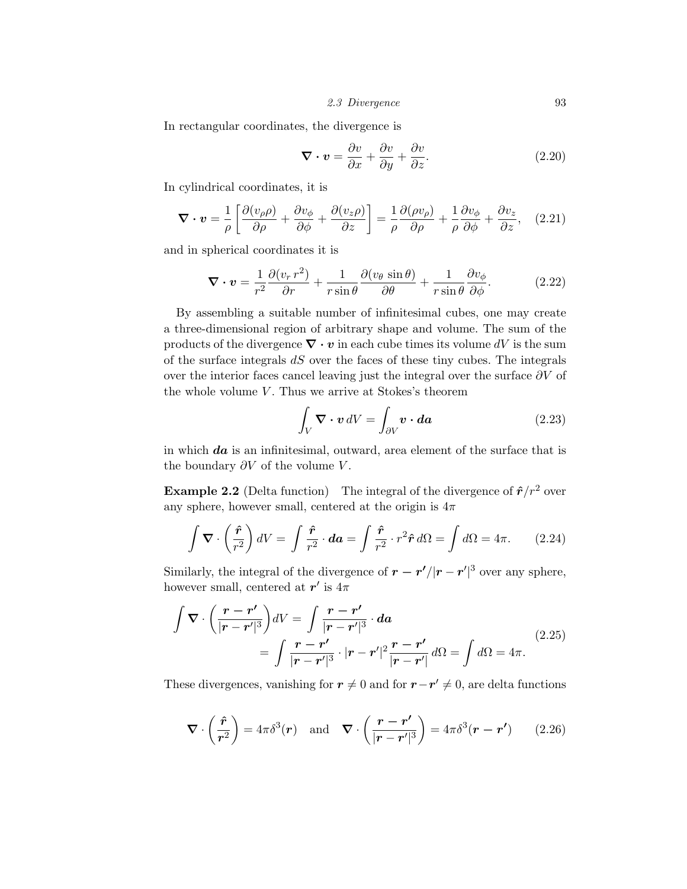In rectangular coordinates, the divergence is

$$\nabla \cdot \boldsymbol{v} = \frac{\partial v}{\partial x} + \frac{\partial v}{\partial y} + \frac{\partial v}{\partial z}. \tag{2.20}$$

In cylindrical coordinates, it is

$$\nabla \cdot \boldsymbol{v} = \frac{1}{\rho}\left[\frac{\partial(v_\rho \rho)}{\partial \rho} + \frac{\partial v_\phi}{\partial \phi} + \frac{\partial(v_z \rho)}{\partial z}\right] = \frac{1}{\rho}\frac{\partial(\rho v_\rho)}{\partial \rho} + \frac{1}{\rho}\frac{\partial v_\phi}{\partial \phi} + \frac{\partial v_z}{\partial z}, \tag{2.21}$$

and in spherical coordinates it is

$$\nabla \cdot \boldsymbol{v} = \frac{1}{r^2}\frac{\partial(v_r\, r^2)}{\partial r} + \frac{1}{r\sin\theta}\frac{\partial(v_\theta\, \sin\theta)}{\partial \theta} + \frac{1}{r\sin\theta}\frac{\partial v_\phi}{\partial \phi}. \tag{2.22}$$

By assembling a suitable number of infinitesimal cubes, one may create a three-dimensional region of arbitrary shape and volume. The sum of the products of the divergence $\nabla \cdot \boldsymbol{v}$ in each cube times its volume $dV$ is the sum of the surface integrals $dS$ over the faces of these tiny cubes. The integrals over the interior faces cancel leaving just the integral over the surface $\partial V$ of the whole volume $V$. Thus we arrive at Stokes's theorem

$$\int_V \nabla \cdot \boldsymbol{v}\, dV = \int_{\partial V} \boldsymbol{v} \cdot \boldsymbol{da} \tag{2.23}$$

in which $\boldsymbol{da}$ is an infinitesimal, outward, area element of the surface that is the boundary $\partial V$ of the volume $V$.

**Example 2.2** (Delta function) The integral of the divergence of $\hat{\boldsymbol{r}}/r^2$ over any sphere, however small, centered at the origin is $4\pi$

$$\int \nabla \cdot \left(\frac{\hat{\boldsymbol{r}}}{r^2}\right) dV = \int \frac{\hat{\boldsymbol{r}}}{r^2} \cdot \boldsymbol{da} = \int \frac{\hat{\boldsymbol{r}}}{r^2} \cdot r^2 \hat{\boldsymbol{r}}\, d\Omega = \int d\Omega = 4\pi. \tag{2.24}$$

Similarly, the integral of the divergence of $\boldsymbol{r} - \boldsymbol{r'}/|\boldsymbol{r} - \boldsymbol{r'}|^3$ over any sphere, however small, centered at $\boldsymbol{r'}$ is $4\pi$

$$\begin{aligned} \int \nabla \cdot \left(\frac{\boldsymbol{r} - \boldsymbol{r'}}{|\boldsymbol{r} - \boldsymbol{r'}|^3}\right) dV &= \int \frac{\boldsymbol{r} - \boldsymbol{r'}}{|\boldsymbol{r} - \boldsymbol{r'}|^3} \cdot \boldsymbol{da} \\ &= \int \frac{\boldsymbol{r} - \boldsymbol{r'}}{|\boldsymbol{r} - \boldsymbol{r'}|^3} \cdot |\boldsymbol{r} - \boldsymbol{r'}|^2 \frac{\boldsymbol{r} - \boldsymbol{r'}}{|\boldsymbol{r} - \boldsymbol{r'}|}\, d\Omega = \int d\Omega = 4\pi. \end{aligned} \tag{2.25}$$

These divergences, vanishing for $\boldsymbol{r} \neq 0$ and for $\boldsymbol{r} - \boldsymbol{r'} \neq 0$, are delta functions

$$\nabla \cdot \left(\frac{\hat{\boldsymbol{r}}}{\boldsymbol{r}^2}\right) = 4\pi\delta^3(\boldsymbol{r}) \quad \text{and} \quad \nabla \cdot \left(\frac{\boldsymbol{r} - \boldsymbol{r'}}{|\boldsymbol{r} - \boldsymbol{r'}|^3}\right) = 4\pi\delta^3(\boldsymbol{r} - \boldsymbol{r'}) \tag{2.26}$$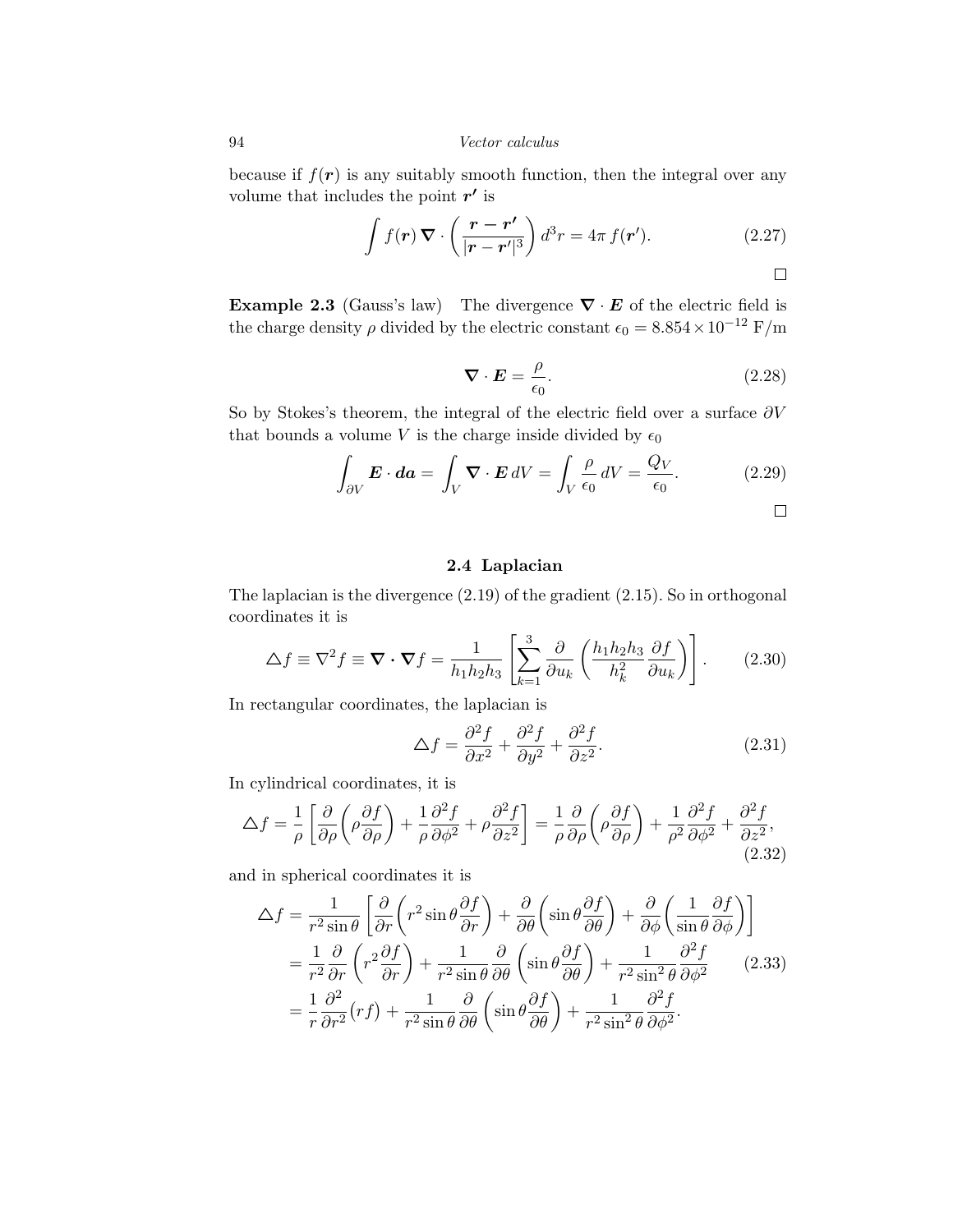because if $f(\boldsymbol{r})$ is any suitably smooth function, then the integral over any volume that includes the point $\boldsymbol{r'}$ is

$$\int f(\boldsymbol{r}) \, \boldsymbol{\nabla} \cdot \left( \frac{\boldsymbol{r} - \boldsymbol{r'}}{|\boldsymbol{r} - \boldsymbol{r'}|^3} \right) d^3 r = 4\pi \, f(\boldsymbol{r'}). \tag{2.27}$$

□

**Example 2.3** (Gauss's law) The divergence $\boldsymbol{\nabla} \cdot \boldsymbol{E}$ of the electric field is the charge density $\rho$ divided by the electric constant $\epsilon_0 = 8.854 \times 10^{-12}$ F/m

$$\boldsymbol{\nabla} \cdot \boldsymbol{E} = \frac{\rho}{\epsilon_0}. \tag{2.28}$$

So by Stokes's theorem, the integral of the electric field over a surface $\partial V$ that bounds a volume $V$ is the charge inside divided by $\epsilon_0$

$$\int_{\partial V} \boldsymbol{E} \cdot \boldsymbol{da} = \int_V \boldsymbol{\nabla} \cdot \boldsymbol{E} \, dV = \int_V \frac{\rho}{\epsilon_0} \, dV = \frac{Q_V}{\epsilon_0}. \tag{2.29}$$

□

## 2.4 Laplacian

The laplacian is the divergence (2.19) of the gradient (2.15). So in orthogonal coordinates it is

$$\triangle f \equiv \nabla^2 f \equiv \boldsymbol{\nabla} \cdot \boldsymbol{\nabla} f = \frac{1}{h_1 h_2 h_3} \left[ \sum_{k=1}^{3} \frac{\partial}{\partial u_k} \left( \frac{h_1 h_2 h_3}{h_k^2} \frac{\partial f}{\partial u_k} \right) \right]. \tag{2.30}$$

In rectangular coordinates, the laplacian is

$$\triangle f = \frac{\partial^2 f}{\partial x^2} + \frac{\partial^2 f}{\partial y^2} + \frac{\partial^2 f}{\partial z^2}. \tag{2.31}$$

In cylindrical coordinates, it is

$$\triangle f = \frac{1}{\rho} \left[ \frac{\partial}{\partial \rho} \left( \rho \frac{\partial f}{\partial \rho} \right) + \frac{1}{\rho} \frac{\partial^2 f}{\partial \phi^2} + \rho \frac{\partial^2 f}{\partial z^2} \right] = \frac{1}{\rho} \frac{\partial}{\partial \rho} \left( \rho \frac{\partial f}{\partial \rho} \right) + \frac{1}{\rho^2} \frac{\partial^2 f}{\partial \phi^2} + \frac{\partial^2 f}{\partial z^2}, \tag{2.32}$$

and in spherical coordinates it is

$$\begin{aligned}
\triangle f &= \frac{1}{r^2 \sin\theta} \left[ \frac{\partial}{\partial r} \left( r^2 \sin\theta \frac{\partial f}{\partial r} \right) + \frac{\partial}{\partial \theta} \left( \sin\theta \frac{\partial f}{\partial \theta} \right) + \frac{\partial}{\partial \phi} \left( \frac{1}{\sin\theta} \frac{\partial f}{\partial \phi} \right) \right] \\
&= \frac{1}{r^2} \frac{\partial}{\partial r} \left( r^2 \frac{\partial f}{\partial r} \right) + \frac{1}{r^2 \sin\theta} \frac{\partial}{\partial \theta} \left( \sin\theta \frac{\partial f}{\partial \theta} \right) + \frac{1}{r^2 \sin^2\theta} \frac{\partial^2 f}{\partial \phi^2} \\
&= \frac{1}{r} \frac{\partial^2}{\partial r^2} (r f) + \frac{1}{r^2 \sin\theta} \frac{\partial}{\partial \theta} \left( \sin\theta \frac{\partial f}{\partial \theta} \right) + \frac{1}{r^2 \sin^2\theta} \frac{\partial^2 f}{\partial \phi^2}.
\end{aligned} \tag{2.33}$$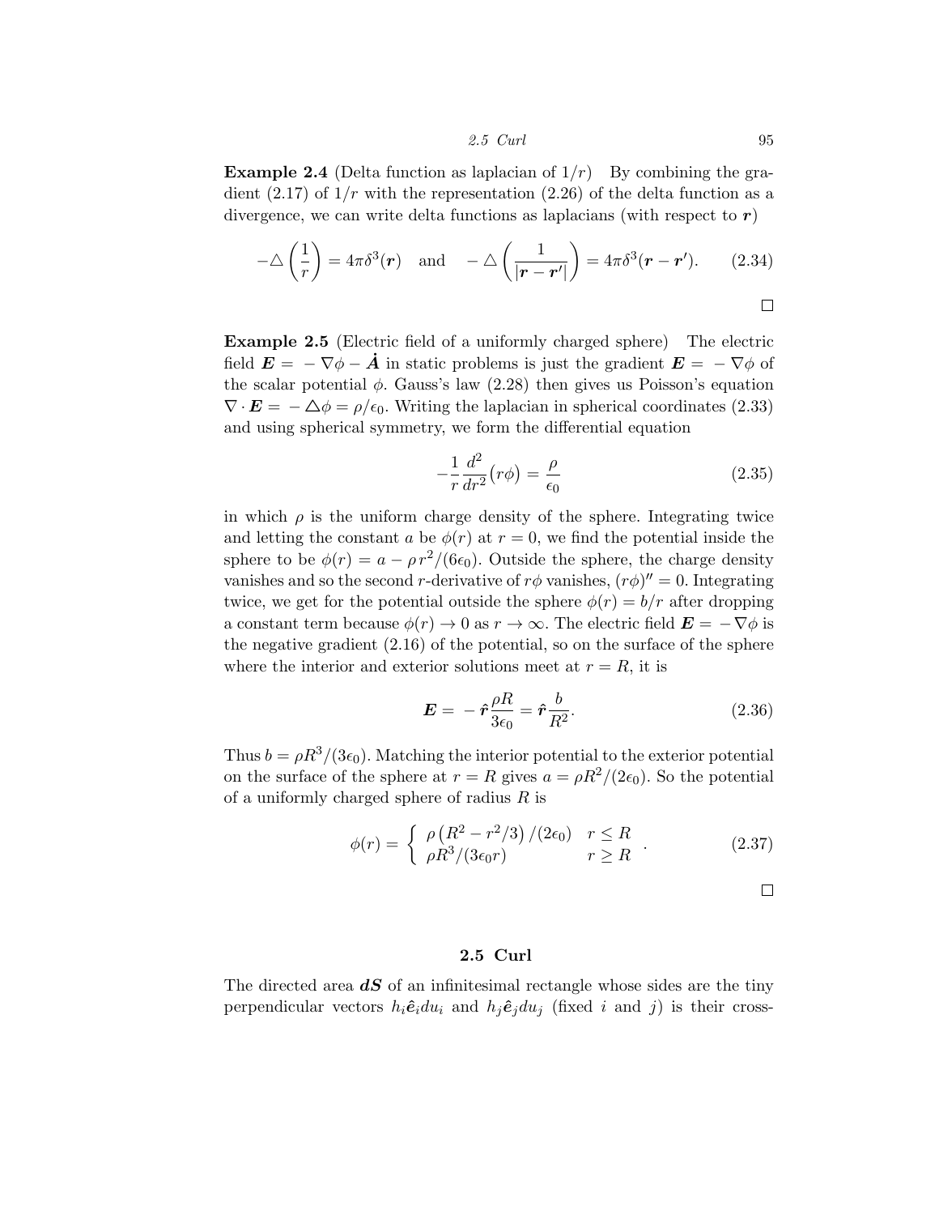**Example 2.4** (Delta function as laplacian of $1/r$) By combining the gradient (2.17) of $1/r$ with the representation (2.26) of the delta function as a divergence, we can write delta functions as laplacians (with respect to $\boldsymbol{r}$)

$$-\triangle\left(\frac{1}{r}\right) = 4\pi\delta^3(\boldsymbol{r}) \quad \text{and} \quad -\triangle\left(\frac{1}{|\boldsymbol{r}-\boldsymbol{r}'|}\right) = 4\pi\delta^3(\boldsymbol{r}-\boldsymbol{r}'). \tag{2.34}$$

□

**Example 2.5** (Electric field of a uniformly charged sphere) The electric field $\boldsymbol{E} = -\nabla\phi - \dot{\boldsymbol{A}}$ in static problems is just the gradient $\boldsymbol{E} = -\nabla\phi$ of the scalar potential $\phi$. Gauss's law (2.28) then gives us Poisson's equation $\nabla\cdot\boldsymbol{E} = -\triangle\phi = \rho/\epsilon_0$. Writing the laplacian in spherical coordinates (2.33) and using spherical symmetry, we form the differential equation

$$-\frac{1}{r}\frac{d^2}{dr^2}\big(r\phi\big) = \frac{\rho}{\epsilon_0} \tag{2.35}$$

in which $\rho$ is the uniform charge density of the sphere. Integrating twice and letting the constant $a$ be $\phi(r)$ at $r=0$, we find the potential inside the sphere to be $\phi(r) = a - \rho\, r^2/(6\epsilon_0)$. Outside the sphere, the charge density vanishes and so the second $r$-derivative of $r\phi$ vanishes, $(r\phi)'' = 0$. Integrating twice, we get for the potential outside the sphere $\phi(r) = b/r$ after dropping a constant term because $\phi(r)\to 0$ as $r\to\infty$. The electric field $\boldsymbol{E} = -\nabla\phi$ is the negative gradient (2.16) of the potential, so on the surface of the sphere where the interior and exterior solutions meet at $r = R$, it is

$$\boldsymbol{E} = -\hat{\boldsymbol{r}}\frac{\rho R}{3\epsilon_0} = \hat{\boldsymbol{r}}\frac{b}{R^2}. \tag{2.36}$$

Thus $b = \rho R^3/(3\epsilon_0)$. Matching the interior potential to the exterior potential on the surface of the sphere at $r = R$ gives $a = \rho R^2/(2\epsilon_0)$. So the potential of a uniformly charged sphere of radius $R$ is

$$\phi(r) = \begin{cases} \rho\left(R^2 - r^2/3\right)/(2\epsilon_0) & r \le R \\ \rho R^3/(3\epsilon_0 r) & r \ge R \end{cases}. \tag{2.37}$$

□

## 2.5 Curl

The directed area $\boldsymbol{dS}$ of an infinitesimal rectangle whose sides are the tiny perpendicular vectors $h_i\hat{\boldsymbol{e}}_i du_i$ and $h_j\hat{\boldsymbol{e}}_j du_j$ (fixed $i$ and $j$) is their cross-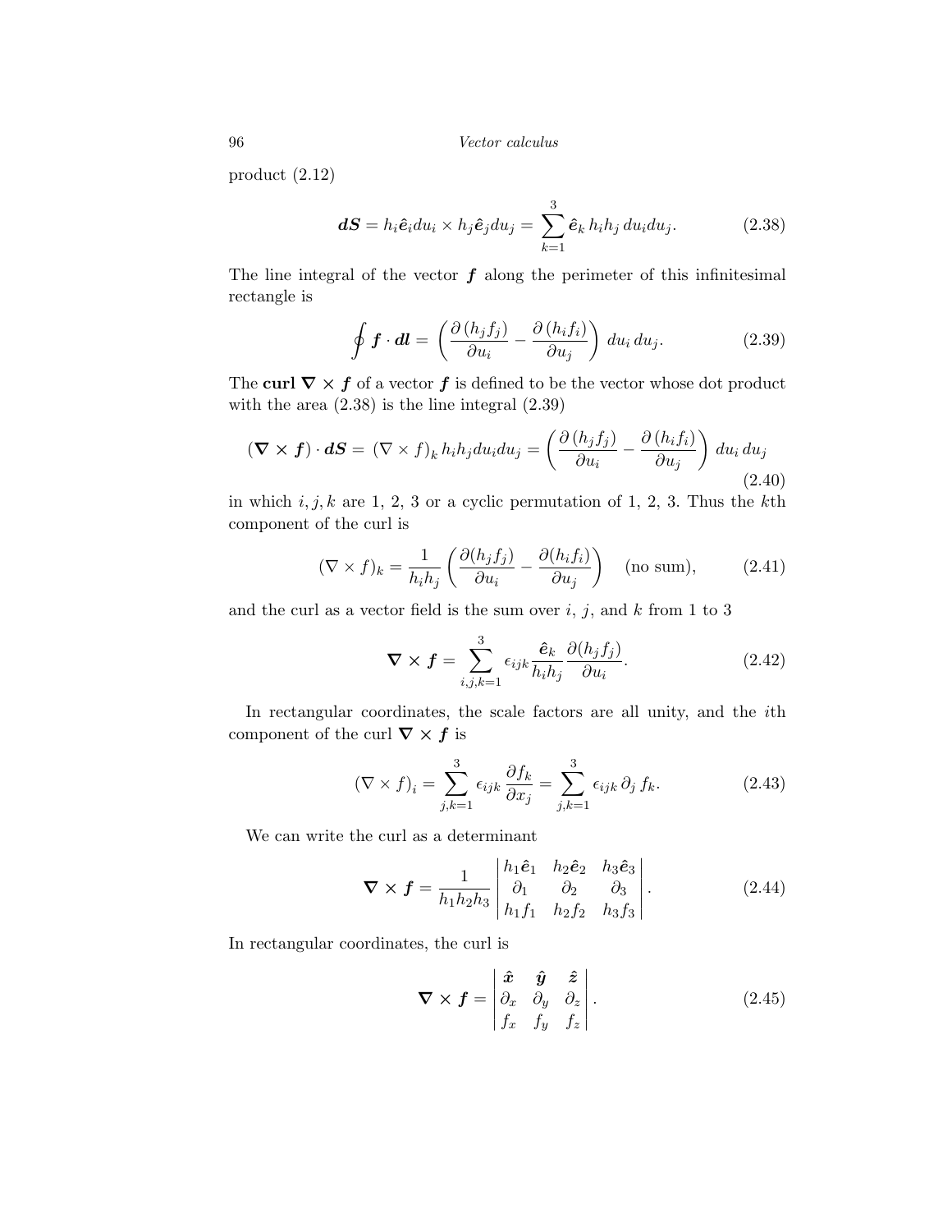product (2.12)

$$\boldsymbol{dS} = h_i \hat{\boldsymbol{e}}_i du_i \times h_j \hat{\boldsymbol{e}}_j du_j = \sum_{k=1}^{3} \hat{\boldsymbol{e}}_k \, h_i h_j \, du_i du_j. \tag{2.38}$$

The line integral of the vector $\boldsymbol{f}$ along the perimeter of this infinitesimal rectangle is

$$\oint \boldsymbol{f} \cdot \boldsymbol{dl} = \left( \frac{\partial \left(h_j f_j\right)}{\partial u_i} - \frac{\partial \left(h_i f_i\right)}{\partial u_j} \right) \, du_i \, du_j. \tag{2.39}$$

The **curl** $\boldsymbol{\nabla} \times \boldsymbol{f}$ of a vector $\boldsymbol{f}$ is defined to be the vector whose dot product with the area (2.38) is the line integral (2.39)

$$(\boldsymbol{\nabla} \times \boldsymbol{f}) \cdot \boldsymbol{dS} = \left(\nabla \times f\right)_k h_i h_j du_i du_j = \left( \frac{\partial \left(h_j f_j\right)}{\partial u_i} - \frac{\partial \left(h_i f_i\right)}{\partial u_j} \right) \, du_i \, du_j \tag{2.40}$$

in which $i, j, k$ are 1, 2, 3 or a cyclic permutation of 1, 2, 3. Thus the $k$th component of the curl is

$$(\nabla \times f)_k = \frac{1}{h_i h_j} \left( \frac{\partial (h_j f_j)}{\partial u_i} - \frac{\partial (h_i f_i)}{\partial u_j} \right) \quad \text{(no sum)}, \tag{2.41}$$

and the curl as a vector field is the sum over $i$, $j$, and $k$ from 1 to 3

$$\boldsymbol{\nabla} \times \boldsymbol{f} = \sum_{i,j,k=1}^{3} \epsilon_{ijk} \frac{\hat{\boldsymbol{e}}_k}{h_i h_j} \frac{\partial (h_j f_j)}{\partial u_i}. \tag{2.42}$$

In rectangular coordinates, the scale factors are all unity, and the $i$th component of the curl $\boldsymbol{\nabla} \times \boldsymbol{f}$ is

$$\left(\nabla \times f\right)_i = \sum_{j,k=1}^{3} \epsilon_{ijk} \, \frac{\partial f_k}{\partial x_j} = \sum_{j,k=1}^{3} \epsilon_{ijk} \, \partial_j \, f_k. \tag{2.43}$$

We can write the curl as a determinant

$$\boldsymbol{\nabla} \times \boldsymbol{f} = \frac{1}{h_1 h_2 h_3} \begin{vmatrix} h_1 \hat{\boldsymbol{e}}_1 & h_2 \hat{\boldsymbol{e}}_2 & h_3 \hat{\boldsymbol{e}}_3 \\ \partial_1 & \partial_2 & \partial_3 \\ h_1 f_1 & h_2 f_2 & h_3 f_3 \end{vmatrix}. \tag{2.44}$$

In rectangular coordinates, the curl is

$$\boldsymbol{\nabla} \times \boldsymbol{f} = \begin{vmatrix} \hat{\boldsymbol{x}} & \hat{\boldsymbol{y}} & \hat{\boldsymbol{z}} \\ \partial_x & \partial_y & \partial_z \\ f_x & f_y & f_z \end{vmatrix}. \tag{2.45}$$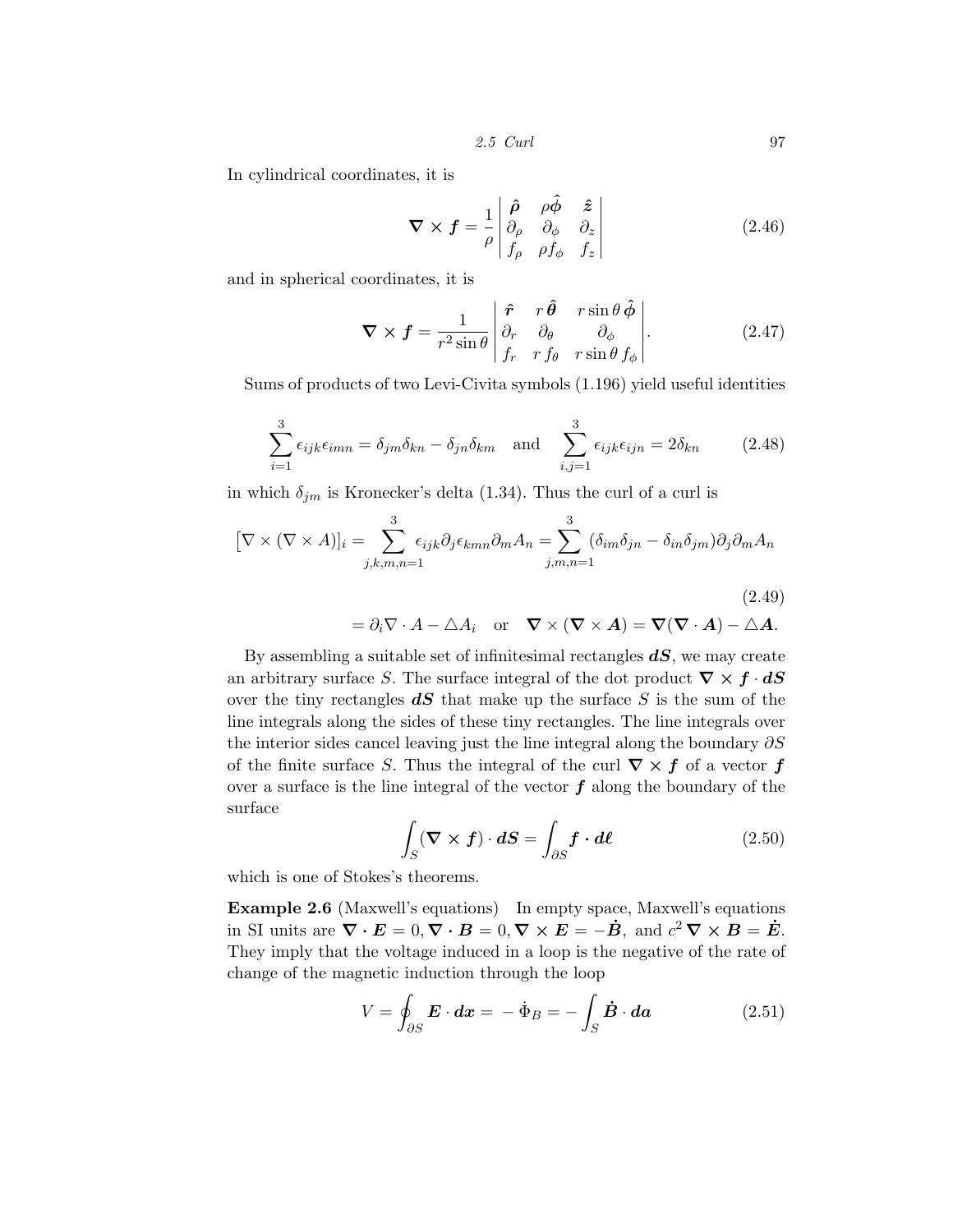In cylindrical coordinates, it is

$$\boldsymbol{\nabla} \times \boldsymbol{f} = \frac{1}{\rho} \begin{vmatrix} \hat{\boldsymbol{\rho}} & \rho\hat{\boldsymbol{\phi}} & \hat{\boldsymbol{z}} \\ \partial_\rho & \partial_\phi & \partial_z \\ f_\rho & \rho f_\phi & f_z \end{vmatrix} \tag{2.46}$$

and in spherical coordinates, it is

$$\boldsymbol{\nabla} \times \boldsymbol{f} = \frac{1}{r^2 \sin\theta} \begin{vmatrix} \hat{\boldsymbol{r}} & r\,\hat{\boldsymbol{\theta}} & r\sin\theta\,\hat{\boldsymbol{\phi}} \\ \partial_r & \partial_\theta & \partial_\phi \\ f_r & r\,f_\theta & r\sin\theta\,f_\phi \end{vmatrix}. \tag{2.47}$$

Sums of products of two Levi-Civita symbols (1.196) yield useful identities

$$\sum_{i=1}^{3} \epsilon_{ijk}\epsilon_{imn} = \delta_{jm}\delta_{kn} - \delta_{jn}\delta_{km} \quad \text{and} \quad \sum_{i,j=1}^{3} \epsilon_{ijk}\epsilon_{ijn} = 2\delta_{kn} \tag{2.48}$$

in which $\delta_{jm}$ is Kronecker's delta (1.34). Thus the curl of a curl is

$$\begin{aligned} \left[\nabla \times (\nabla \times A)\right]_i &= \sum_{j,k,m,n=1}^{3} \epsilon_{ijk}\partial_j \epsilon_{kmn}\partial_m A_n = \sum_{j,m,n=1}^{3} (\delta_{im}\delta_{jn} - \delta_{in}\delta_{jm})\partial_j\partial_m A_n \\ &= \partial_i \nabla \cdot A - \triangle A_i \quad \text{or} \quad \boldsymbol{\nabla} \times (\boldsymbol{\nabla} \times \boldsymbol{A}) = \boldsymbol{\nabla}(\boldsymbol{\nabla} \cdot \boldsymbol{A}) - \triangle \boldsymbol{A}. \end{aligned} \tag{2.49}$$

By assembling a suitable set of infinitesimal rectangles $\boldsymbol{dS}$, we may create an arbitrary surface $S$. The surface integral of the dot product $\boldsymbol{\nabla} \times \boldsymbol{f} \cdot \boldsymbol{dS}$ over the tiny rectangles $\boldsymbol{dS}$ that make up the surface $S$ is the sum of the line integrals along the sides of these tiny rectangles. The line integrals over the interior sides cancel leaving just the line integral along the boundary $\partial S$ of the finite surface $S$. Thus the integral of the curl $\boldsymbol{\nabla} \times \boldsymbol{f}$ of a vector $\boldsymbol{f}$ over a surface is the line integral of the vector $\boldsymbol{f}$ along the boundary of the surface

$$\int_S (\boldsymbol{\nabla} \times \boldsymbol{f}) \cdot \boldsymbol{dS} = \int_{\partial S} \boldsymbol{f} \cdot \boldsymbol{d\ell} \tag{2.50}$$

which is one of Stokes's theorems.

**Example 2.6** (Maxwell's equations) In empty space, Maxwell's equations in SI units are $\boldsymbol{\nabla} \cdot \boldsymbol{E} = 0, \boldsymbol{\nabla} \cdot \boldsymbol{B} = 0, \boldsymbol{\nabla} \times \boldsymbol{E} = -\dot{\boldsymbol{B}},$ and $c^2\,\boldsymbol{\nabla} \times \boldsymbol{B} = \dot{\boldsymbol{E}}$. They imply that the voltage induced in a loop is the negative of the rate of change of the magnetic induction through the loop

$$V = \oint_{\partial S} \boldsymbol{E} \cdot \boldsymbol{dx} = -\,\dot{\Phi}_B = -\int_S \dot{\boldsymbol{B}} \cdot \boldsymbol{da} \tag{2.51}$$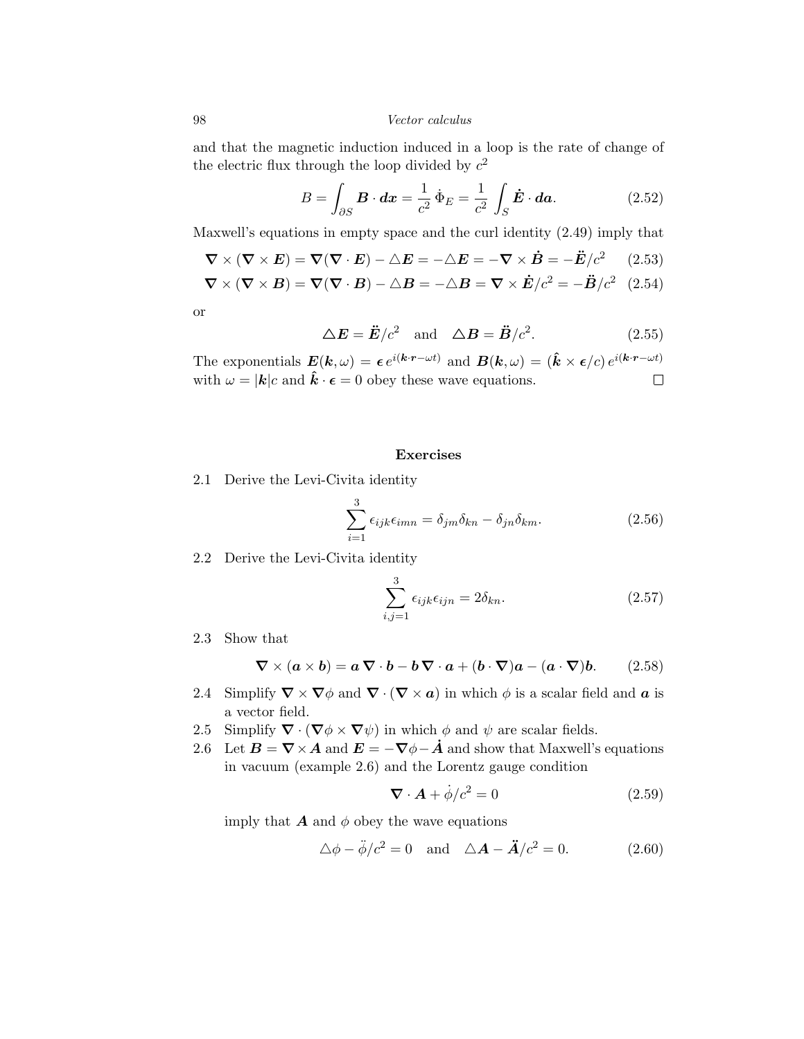and that the magnetic induction induced in a loop is the rate of change of the electric flux through the loop divided by $c^2$

$$B = \int_{\partial S} \boldsymbol{B} \cdot \boldsymbol{dx} = \frac{1}{c^2}\,\dot{\Phi}_E = \frac{1}{c^2}\int_S \dot{\boldsymbol{E}} \cdot \boldsymbol{da}. \tag{2.52}$$

Maxwell's equations in empty space and the curl identity (2.49) imply that

$$\boldsymbol{\nabla} \times (\boldsymbol{\nabla} \times \boldsymbol{E}) = \boldsymbol{\nabla}(\boldsymbol{\nabla} \cdot \boldsymbol{E}) - \triangle \boldsymbol{E} = -\triangle \boldsymbol{E} = -\boldsymbol{\nabla} \times \dot{\boldsymbol{B}} = -\ddot{\boldsymbol{E}}/c^2 \tag{2.53}$$

$$\boldsymbol{\nabla} \times (\boldsymbol{\nabla} \times \boldsymbol{B}) = \boldsymbol{\nabla}(\boldsymbol{\nabla} \cdot \boldsymbol{B}) - \triangle \boldsymbol{B} = -\triangle \boldsymbol{B} = \boldsymbol{\nabla} \times \dot{\boldsymbol{E}}/c^2 = -\ddot{\boldsymbol{B}}/c^2 \tag{2.54}$$

or

$$\triangle \boldsymbol{E} = \ddot{\boldsymbol{E}}/c^2 \quad \text{and} \quad \triangle \boldsymbol{B} = \ddot{\boldsymbol{B}}/c^2. \tag{2.55}$$

The exponentials $\boldsymbol{E}(\boldsymbol{k}, \omega) = \boldsymbol{\epsilon}\, e^{i(\boldsymbol{k}\cdot\boldsymbol{r} - \omega t)}$ and $\boldsymbol{B}(\boldsymbol{k}, \omega) = (\hat{\boldsymbol{k}} \times \boldsymbol{\epsilon}/c)\, e^{i(\boldsymbol{k}\cdot\boldsymbol{r} - \omega t)}$ with $\omega = |\boldsymbol{k}|c$ and $\hat{\boldsymbol{k}} \cdot \boldsymbol{\epsilon} = 0$ obey these wave equations. □

## Exercises

2.1 Derive the Levi-Civita identity

$$\sum_{i=1}^{3} \epsilon_{ijk}\epsilon_{imn} = \delta_{jm}\delta_{kn} - \delta_{jn}\delta_{km}. \tag{2.56}$$

2.2 Derive the Levi-Civita identity

$$\sum_{i,j=1}^{3} \epsilon_{ijk}\epsilon_{ijn} = 2\delta_{kn}. \tag{2.57}$$

2.3 Show that

$$\boldsymbol{\nabla} \times (\boldsymbol{a} \times \boldsymbol{b}) = \boldsymbol{a}\,\boldsymbol{\nabla} \cdot \boldsymbol{b} - \boldsymbol{b}\,\boldsymbol{\nabla} \cdot \boldsymbol{a} + (\boldsymbol{b} \cdot \boldsymbol{\nabla})\boldsymbol{a} - (\boldsymbol{a} \cdot \boldsymbol{\nabla})\boldsymbol{b}. \tag{2.58}$$

2.4 Simplify $\boldsymbol{\nabla} \times \boldsymbol{\nabla}\phi$ and $\boldsymbol{\nabla} \cdot (\boldsymbol{\nabla} \times \boldsymbol{a})$ in which $\phi$ is a scalar field and $\boldsymbol{a}$ is a vector field.

2.5 Simplify $\boldsymbol{\nabla} \cdot (\boldsymbol{\nabla}\phi \times \boldsymbol{\nabla}\psi)$ in which $\phi$ and $\psi$ are scalar fields.

2.6 Let $\boldsymbol{B} = \boldsymbol{\nabla} \times \boldsymbol{A}$ and $\boldsymbol{E} = -\boldsymbol{\nabla}\phi - \dot{\boldsymbol{A}}$ and show that Maxwell's equations in vacuum (example 2.6) and the Lorentz gauge condition

$$\boldsymbol{\nabla} \cdot \boldsymbol{A} + \dot{\phi}/c^2 = 0 \tag{2.59}$$

imply that $\boldsymbol{A}$ and $\phi$ obey the wave equations

$$\triangle \phi - \ddot{\phi}/c^2 = 0 \quad \text{and} \quad \triangle \boldsymbol{A} - \ddot{\boldsymbol{A}}/c^2 = 0. \tag{2.60}$$